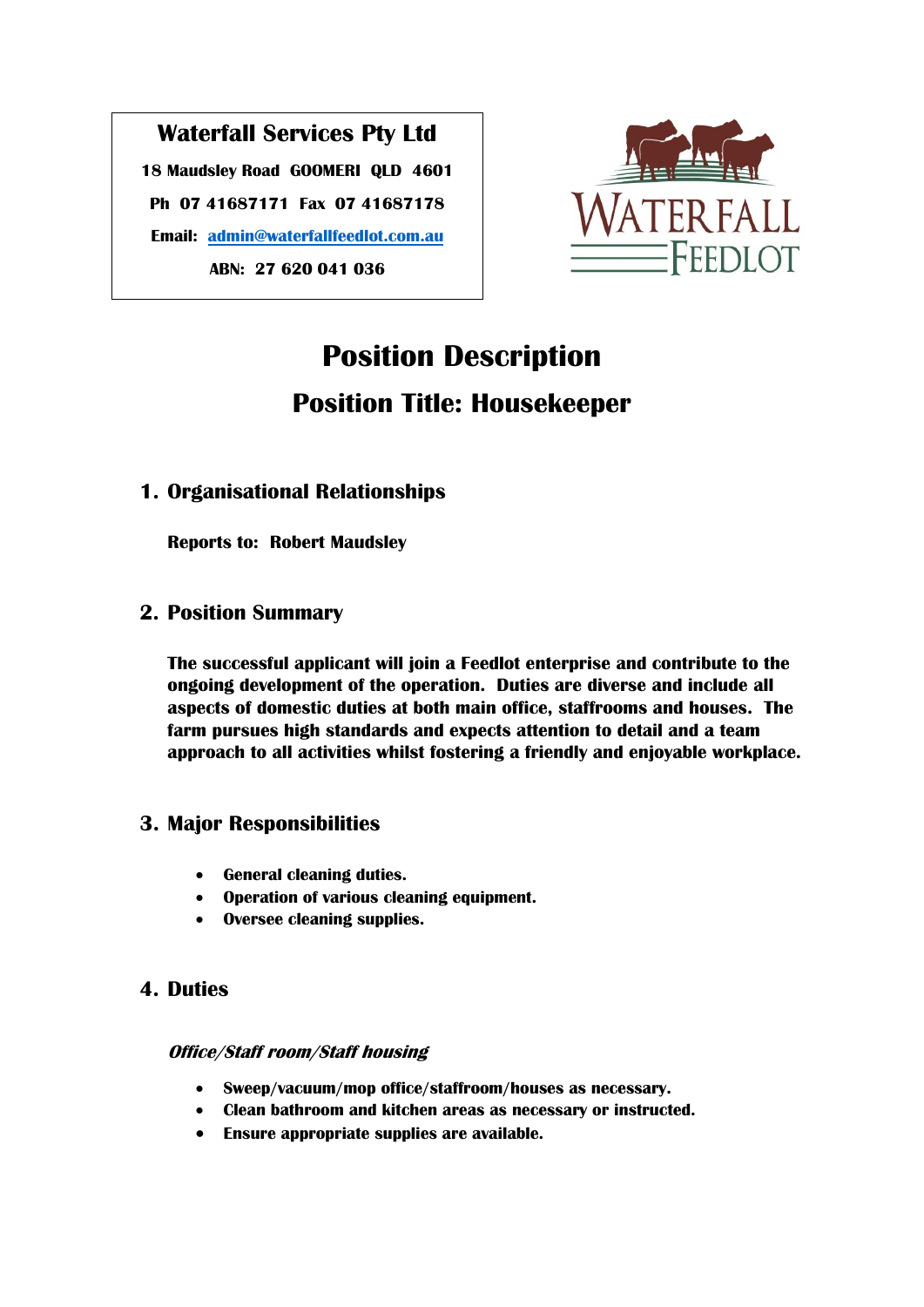**Waterfall Services Pty Ltd**

**18 Maudsley Road GOOMERI QLD 4601**

**Ph 07 41687171 Fax 07 41687178**

**Email: admin@waterfallfeedlot.com.au**

**ABN: 27 620 041 036**

WATERFALL FEEDLOT

# Position Description

## Position Title: Housekeeper

### 1. Organisational Relationships

**Reports to: Robert Maudsley**

### 2. Position Summary

**The successful applicant will join a Feedlot enterprise and contribute to the ongoing development of the operation. Duties are diverse and include all aspects of domestic duties at both main office, staffrooms and houses. The farm pursues high standards and expects attention to detail and a team approach to all activities whilst fostering a friendly and enjoyable workplace.**

### 3. Major Responsibilities

- **General cleaning duties.**
- **Operation of various cleaning equipment.**
- **Oversee cleaning supplies.**

### 4. Duties

***Office/Staff room/Staff housing***

- **Sweep/vacuum/mop office/staffroom/houses as necessary.**
- **Clean bathroom and kitchen areas as necessary or instructed.**
- **Ensure appropriate supplies are available.**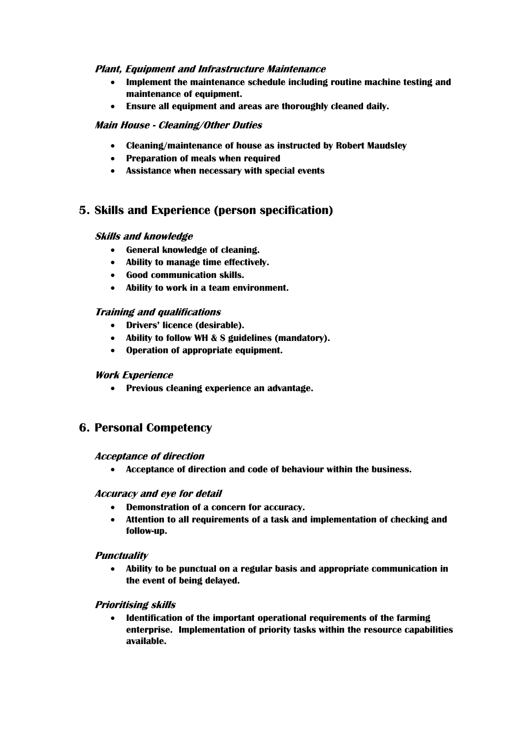### *Plant, Equipment and Infrastructure Maintenance*

- **Implement the maintenance schedule including routine machine testing and maintenance of equipment.**
- **Ensure all equipment and areas are thoroughly cleaned daily.**

### *Main House - Cleaning/Other Duties*

- **Cleaning/maintenance of house as instructed by Robert Maudsley**
- **Preparation of meals when required**
- **Assistance when necessary with special events**

## 5. Skills and Experience (person specification)

### *Skills and knowledge*

- **General knowledge of cleaning.**
- **Ability to manage time effectively.**
- **Good communication skills.**
- **Ability to work in a team environment.**

### *Training and qualifications*

- **Drivers' licence (desirable).**
- **Ability to follow WH & S guidelines (mandatory).**
- **Operation of appropriate equipment.**

### *Work Experience*

- **Previous cleaning experience an advantage.**

## 6. Personal Competency

### *Acceptance of direction*

- **Acceptance of direction and code of behaviour within the business.**

### *Accuracy and eye for detail*

- **Demonstration of a concern for accuracy.**
- **Attention to all requirements of a task and implementation of checking and follow-up.**

### *Punctuality*

- **Ability to be punctual on a regular basis and appropriate communication in the event of being delayed.**

### *Prioritising skills*

- **Identification of the important operational requirements of the farming enterprise. Implementation of priority tasks within the resource capabilities available.**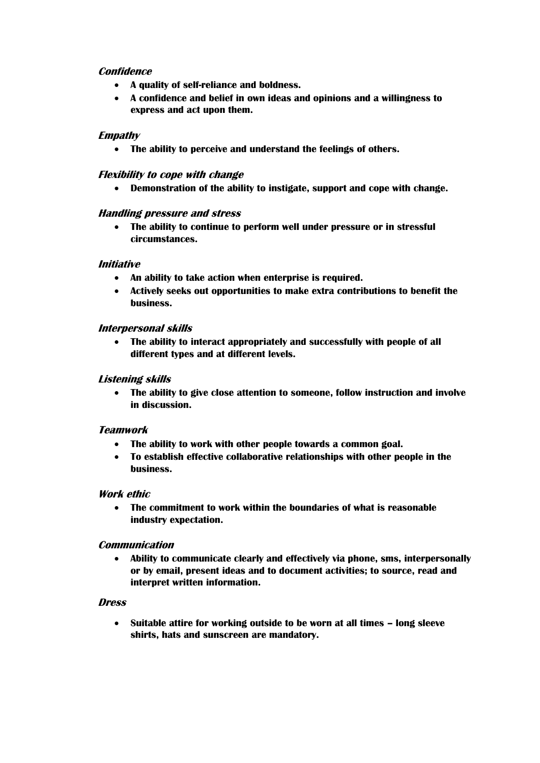***Confidence***

- **A quality of self-reliance and boldness.**
- **A confidence and belief in own ideas and opinions and a willingness to express and act upon them.**

***Empathy***

- **The ability to perceive and understand the feelings of others.**

***Flexibility to cope with change***

- **Demonstration of the ability to instigate, support and cope with change.**

***Handling pressure and stress***

- **The ability to continue to perform well under pressure or in stressful circumstances.**

***Initiative***

- **An ability to take action when enterprise is required.**
- **Actively seeks out opportunities to make extra contributions to benefit the business.**

***Interpersonal skills***

- **The ability to interact appropriately and successfully with people of all different types and at different levels.**

***Listening skills***

- **The ability to give close attention to someone, follow instruction and involve in discussion.**

***Teamwork***

- **The ability to work with other people towards a common goal.**
- **To establish effective collaborative relationships with other people in the business.**

***Work ethic***

- **The commitment to work within the boundaries of what is reasonable industry expectation.**

***Communication***

- **Ability to communicate clearly and effectively via phone, sms, interpersonally or by email, present ideas and to document activities; to source, read and interpret written information.**

***Dress***

- **Suitable attire for working outside to be worn at all times – long sleeve shirts, hats and sunscreen are mandatory.**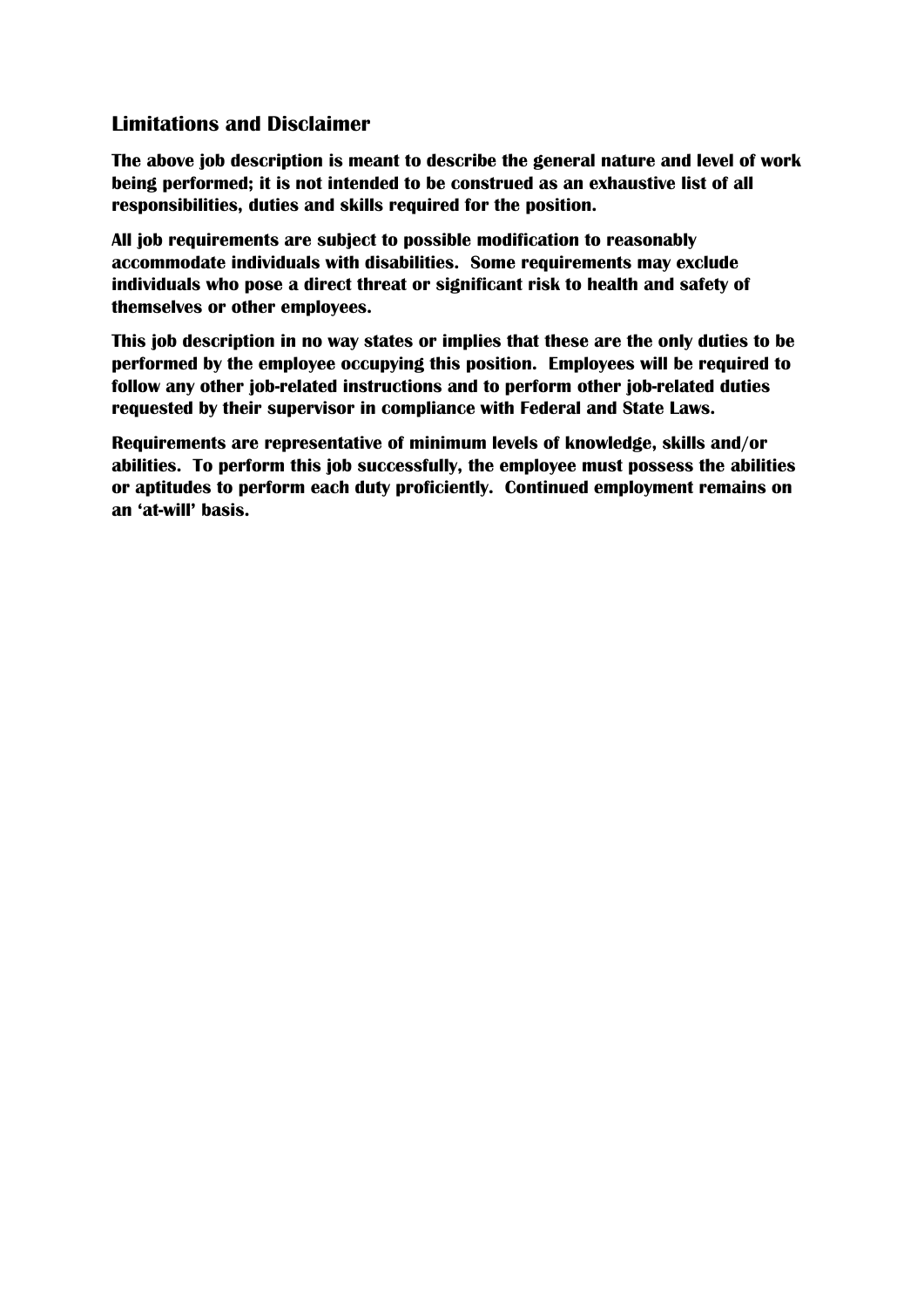## Limitations and Disclaimer

**The above job description is meant to describe the general nature and level of work being performed; it is not intended to be construed as an exhaustive list of all responsibilities, duties and skills required for the position.**

**All job requirements are subject to possible modification to reasonably accommodate individuals with disabilities. Some requirements may exclude individuals who pose a direct threat or significant risk to health and safety of themselves or other employees.**

**This job description in no way states or implies that these are the only duties to be performed by the employee occupying this position. Employees will be required to follow any other job-related instructions and to perform other job-related duties requested by their supervisor in compliance with Federal and State Laws.**

**Requirements are representative of minimum levels of knowledge, skills and/or abilities. To perform this job successfully, the employee must possess the abilities or aptitudes to perform each duty proficiently. Continued employment remains on an 'at-will' basis.**